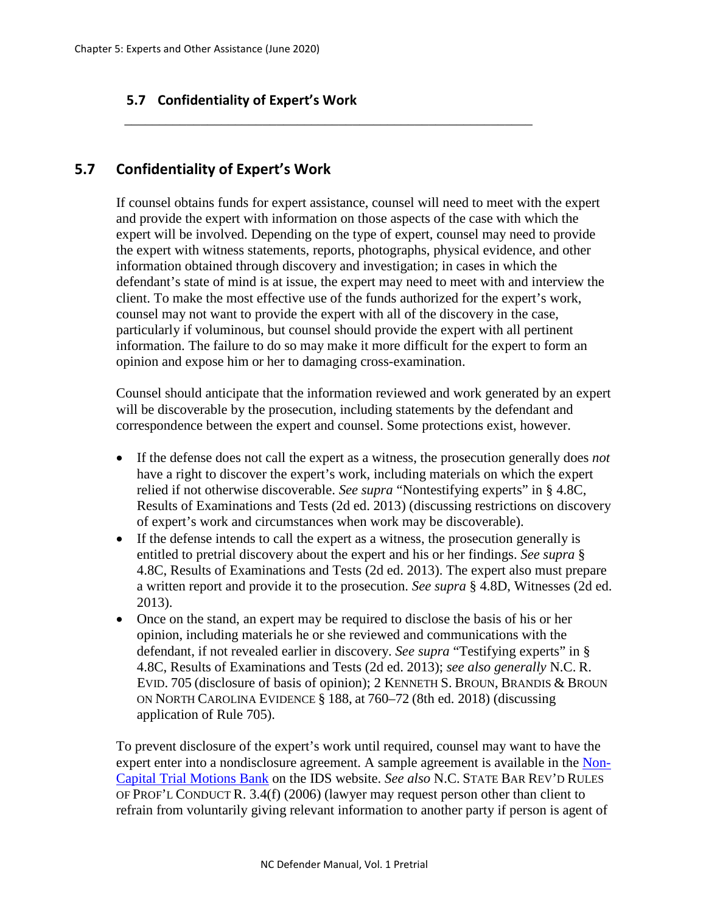## 5.7 Confidentiality of Expert's Work

If counsel obtains funds for expert assistance, counsel will need to meet with the expert and provide the expert with information on those aspects of the case with which the expert will be involved. Depending on the type of expert, counsel may need to provide the expert with witness statements, reports, photographs, physical evidence, and other information obtained through discovery and investigation; in cases in which the defendant's state of mind is at issue, the expert may need to meet with and interview the client. To make the most effective use of the funds authorized for the expert's work, counsel may not want to provide the expert with all of the discovery in the case, particularly if voluminous, but counsel should provide the expert with all pertinent information. The failure to do so may make it more difficult for the expert to form an opinion and expose him or her to damaging cross-examination.

Counsel should anticipate that the information reviewed and work generated by an expert will be discoverable by the prosecution, including statements by the defendant and correspondence between the expert and counsel. Some protections exist, however.

- If the defense does not call the expert as a witness, the prosecution generally does *not* have a right to discover the expert's work, including materials on which the expert relied if not otherwise discoverable. *See supra* "Nontestifying experts" in § 4.8C, Results of Examinations and Tests (2d ed. 2013) (discussing restrictions on discovery of expert's work and circumstances when work may be discoverable).
- If the defense intends to call the expert as a witness, the prosecution generally is entitled to pretrial discovery about the expert and his or her findings. *See supra* § 4.8C, Results of Examinations and Tests (2d ed. 2013). The expert also must prepare a written report and provide it to the prosecution. *See supra* § 4.8D, Witnesses (2d ed. 2013).
- Once on the stand, an expert may be required to disclose the basis of his or her opinion, including materials he or she reviewed and communications with the defendant, if not revealed earlier in discovery. *See supra* "Testifying experts" in § 4.8C, Results of Examinations and Tests (2d ed. 2013); *see also generally* N.C. R. EVID. 705 (disclosure of basis of opinion); 2 KENNETH S. BROUN, BRANDIS & BROUN ON NORTH CAROLINA EVIDENCE § 188, at 760–72 (8th ed. 2018) (discussing application of Rule 705).

To prevent disclosure of the expert's work until required, counsel may want to have the expert enter into a nondisclosure agreement. A sample agreement is available in the Non-Capital Trial Motions Bank on the IDS website. *See also* N.C. STATE BAR REV'D RULES OF PROF'L CONDUCT R. 3.4(f) (2006) (lawyer may request person other than client to refrain from voluntarily giving relevant information to another party if person is agent of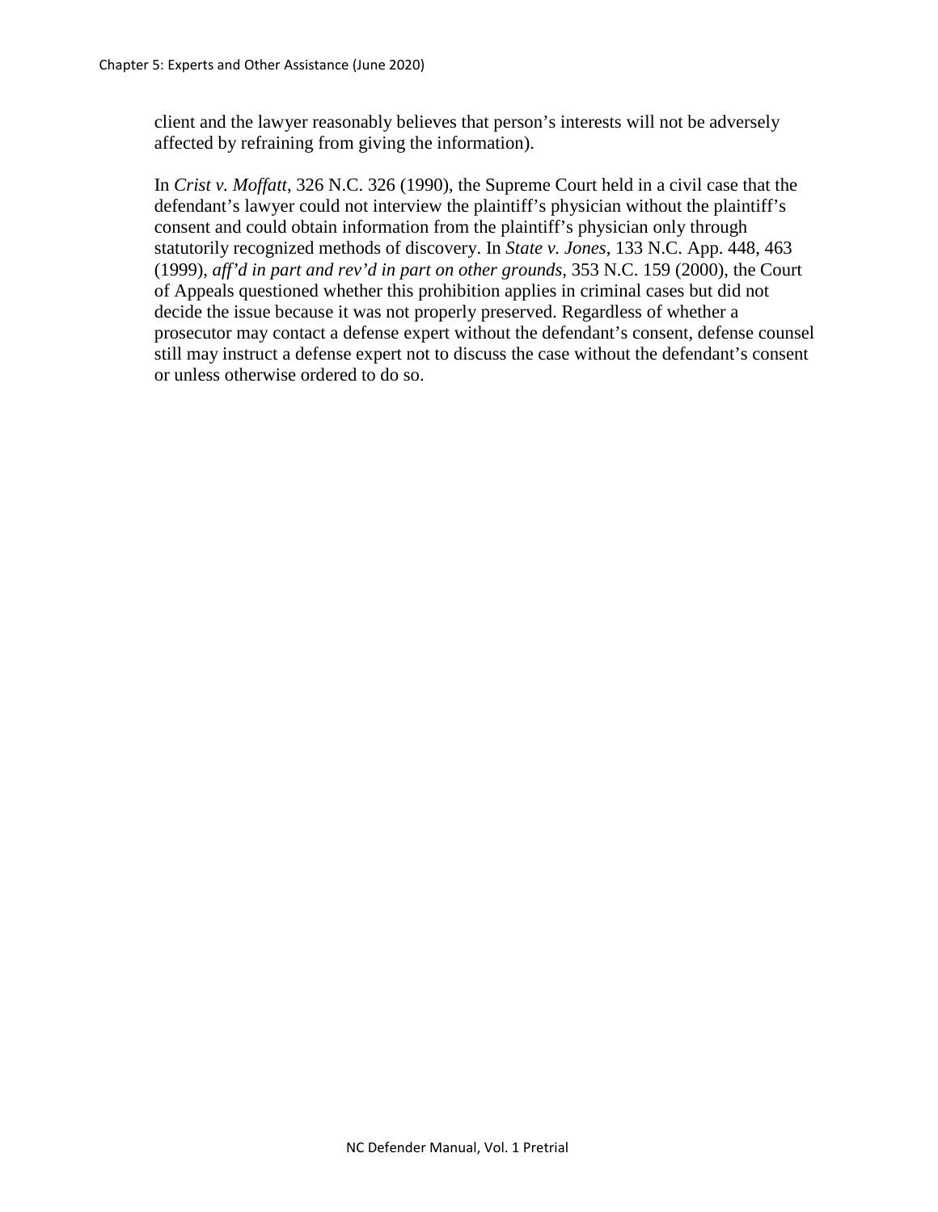client and the lawyer reasonably believes that person's interests will not be adversely affected by refraining from giving the information).

In *Crist v. Moffatt*, 326 N.C. 326 (1990), the Supreme Court held in a civil case that the defendant's lawyer could not interview the plaintiff's physician without the plaintiff's consent and could obtain information from the plaintiff's physician only through statutorily recognized methods of discovery. In *State v. Jones*, 133 N.C. App. 448, 463 (1999), *aff'd in part and rev'd in part on other grounds*, 353 N.C. 159 (2000), the Court of Appeals questioned whether this prohibition applies in criminal cases but did not decide the issue because it was not properly preserved. Regardless of whether a prosecutor may contact a defense expert without the defendant's consent, defense counsel still may instruct a defense expert not to discuss the case without the defendant's consent or unless otherwise ordered to do so.